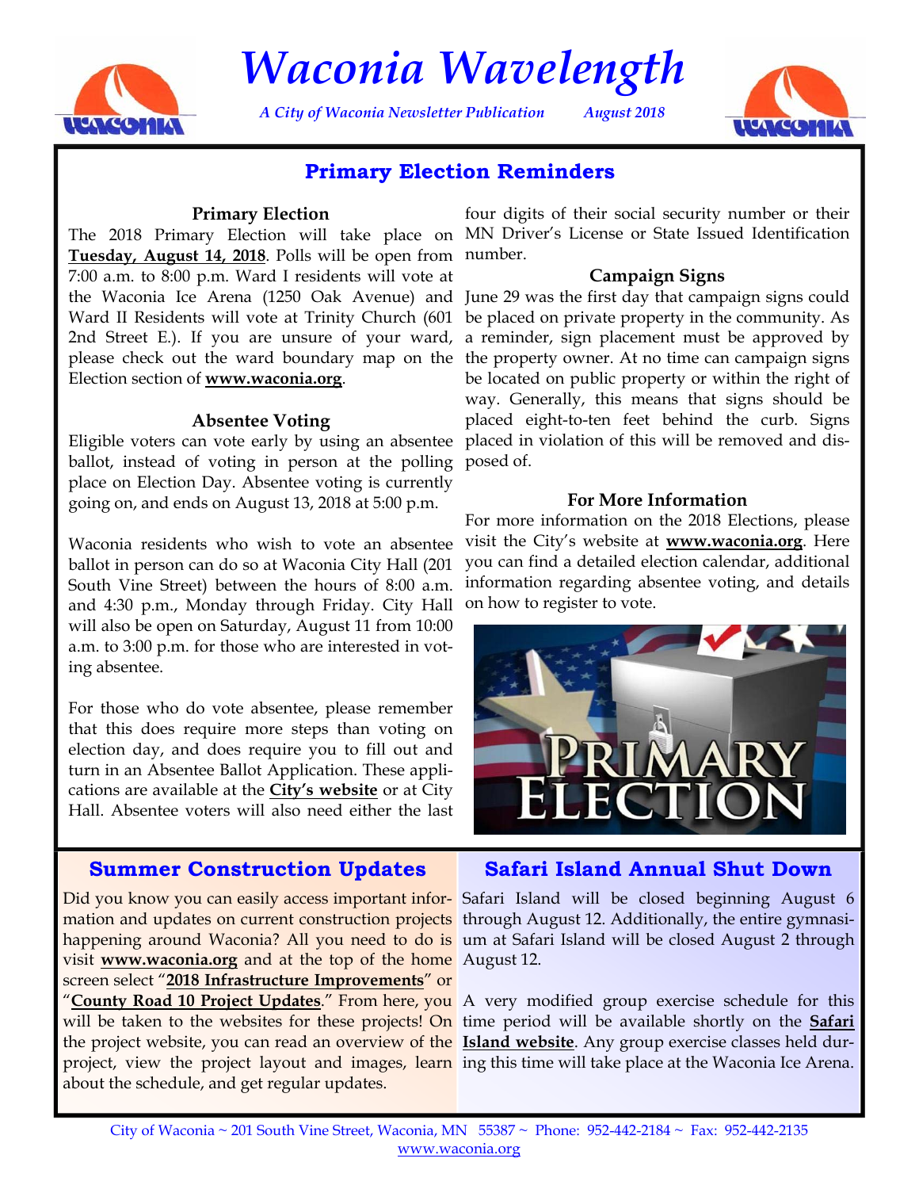# Waconia Wavelength

*A City of Waconia Newsletter Publication* *August 2018*

## Primary Election Reminders

### Primary Election

The 2018 Primary Election will take place on **Tuesday, August 14, 2018**. Polls will be open from 7:00 a.m. to 8:00 p.m. Ward I residents will vote at the Waconia Ice Arena (1250 Oak Avenue) and Ward II Residents will vote at Trinity Church (601 2nd Street E.). If you are unsure of your ward, please check out the ward boundary map on the Election section of **www.waconia.org**.

### Absentee Voting

Eligible voters can vote early by using an absentee ballot, instead of voting in person at the polling place on Election Day. Absentee voting is currently going on, and ends on August 13, 2018 at 5:00 p.m.

Waconia residents who wish to vote an absentee ballot in person can do so at Waconia City Hall (201 South Vine Street) between the hours of 8:00 a.m. and 4:30 p.m., Monday through Friday. City Hall will also be open on Saturday, August 11 from 10:00 a.m. to 3:00 p.m. for those who are interested in voting absentee.

For those who do vote absentee, please remember that this does require more steps than voting on election day, and does require you to fill out and turn in an Absentee Ballot Application. These applications are available at the **City's website** or at City Hall. Absentee voters will also need either the last four digits of their social security number or their MN Driver's License or State Issued Identification number.

### Campaign Signs

June 29 was the first day that campaign signs could be placed on private property in the community. As a reminder, sign placement must be approved by the property owner. At no time can campaign signs be located on public property or within the right of way. Generally, this means that signs should be placed eight-to-ten feet behind the curb. Signs placed in violation of this will be removed and disposed of.

### For More Information

For more information on the 2018 Elections, please visit the City's website at **www.waconia.org**. Here you can find a detailed election calendar, additional information regarding absentee voting, and details on how to register to vote.

## Summer Construction Updates

Did you know you can easily access important information and updates on current construction projects happening around Waconia? All you need to do is visit **www.waconia.org** and at the top of the home screen select "**2018 Infrastructure Improvements**" or "**County Road 10 Project Updates**." From here, you will be taken to the websites for these projects! On the project website, you can read an overview of the project, view the project layout and images, learn about the schedule, and get regular updates.

## Safari Island Annual Shut Down

Safari Island will be closed beginning August 6 through August 12. Additionally, the entire gymnasium at Safari Island will be closed August 2 through August 12.

A very modified group exercise schedule for this time period will be available shortly on the **Safari Island website**. Any group exercise classes held during this time will take place at the Waconia Ice Arena.

City of Waconia ~ 201 South Vine Street, Waconia, MN 55387 ~ Phone: 952-442-2184 ~ Fax: 952-442-2135
www.waconia.org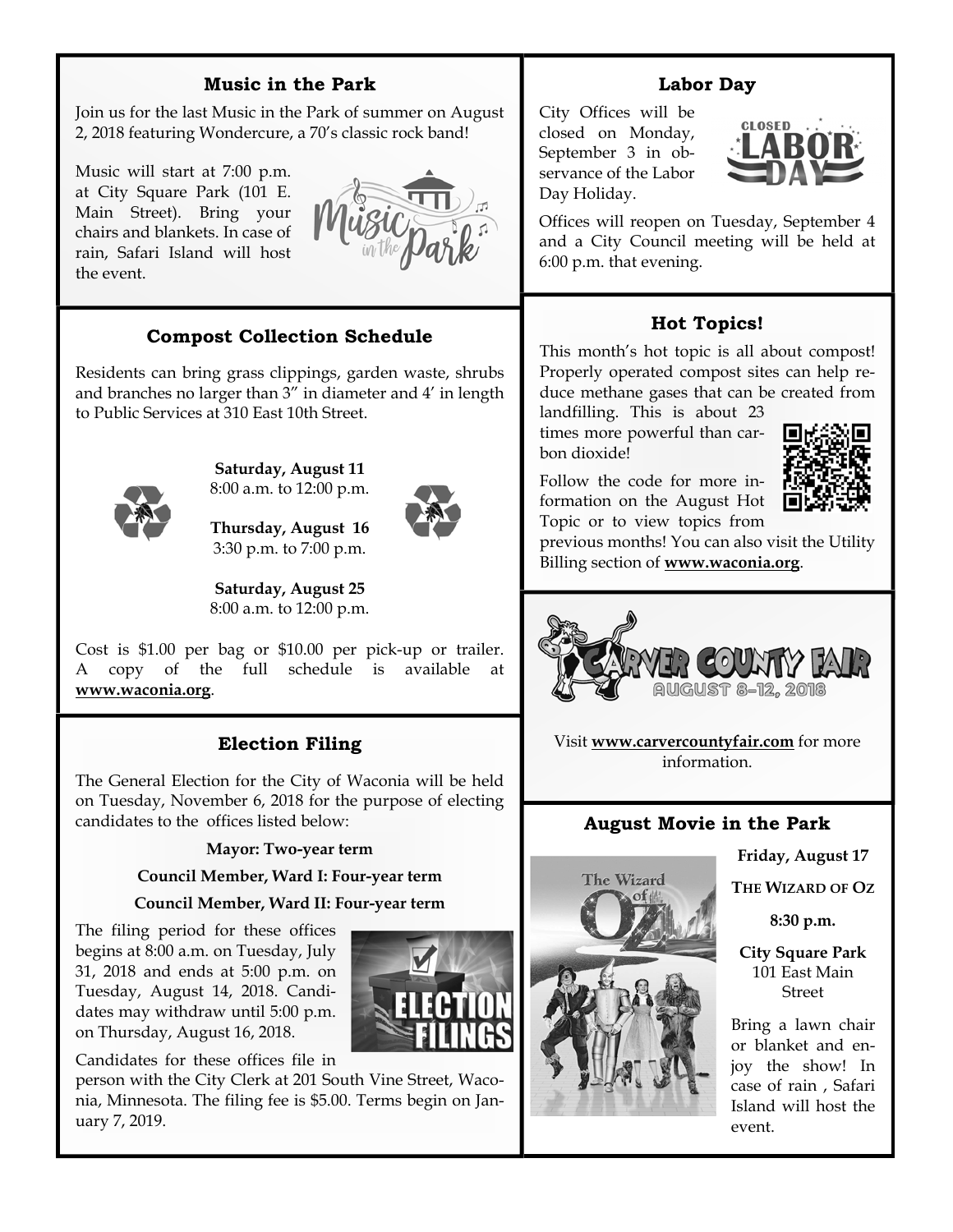## Music in the Park

Join us for the last Music in the Park of summer on August 2, 2018 featuring Wondercure, a 70's classic rock band!

Music will start at 7:00 p.m. at City Square Park (101 E. Main Street). Bring your chairs and blankets. In case of rain, Safari Island will host the event.

## Compost Collection Schedule

Residents can bring grass clippings, garden waste, shrubs and branches no larger than 3" in diameter and 4' in length to Public Services at 310 East 10th Street.

**Saturday, August 11**
8:00 a.m. to 12:00 p.m.

**Thursday, August 16**
3:30 p.m. to 7:00 p.m.

**Saturday, August 25**
8:00 a.m. to 12:00 p.m.

Cost is $1.00 per bag or $10.00 per pick-up or trailer. A copy of the full schedule is available at **www.waconia.org**.

## Election Filing

The General Election for the City of Waconia will be held on Tuesday, November 6, 2018 for the purpose of electing candidates to the offices listed below:

**Mayor: Two-year term**

**Council Member, Ward I: Four-year term**

**Council Member, Ward II: Four-year term**

The filing period for these offices begins at 8:00 a.m. on Tuesday, July 31, 2018 and ends at 5:00 p.m. on Tuesday, August 14, 2018. Candidates may withdraw until 5:00 p.m. on Thursday, August 16, 2018.

Candidates for these offices file in person with the City Clerk at 201 South Vine Street, Waconia, Minnesota. The filing fee is $5.00. Terms begin on January 7, 2019.

## Labor Day

City Offices will be closed on Monday, September 3 in observance of the Labor Day Holiday.

Offices will reopen on Tuesday, September 4 and a City Council meeting will be held at 6:00 p.m. that evening.

## Hot Topics!

This month's hot topic is all about compost! Properly operated compost sites can help reduce methane gases that can be created from landfilling. This is about 23 times more powerful than carbon dioxide!

Follow the code for more information on the August Hot Topic or to view topics from previous months! You can also visit the Utility Billing section of **www.waconia.org**.

## Carver County Fair

August 8-12, 2018

Visit **www.carvercountyfair.com** for more information.

## August Movie in the Park

**Friday, August 17**

**THE WIZARD OF OZ**

**8:30 p.m.**

**City Square Park**
101 East Main Street

Bring a lawn chair or blanket and enjoy the show! In case of rain , Safari Island will host the event.